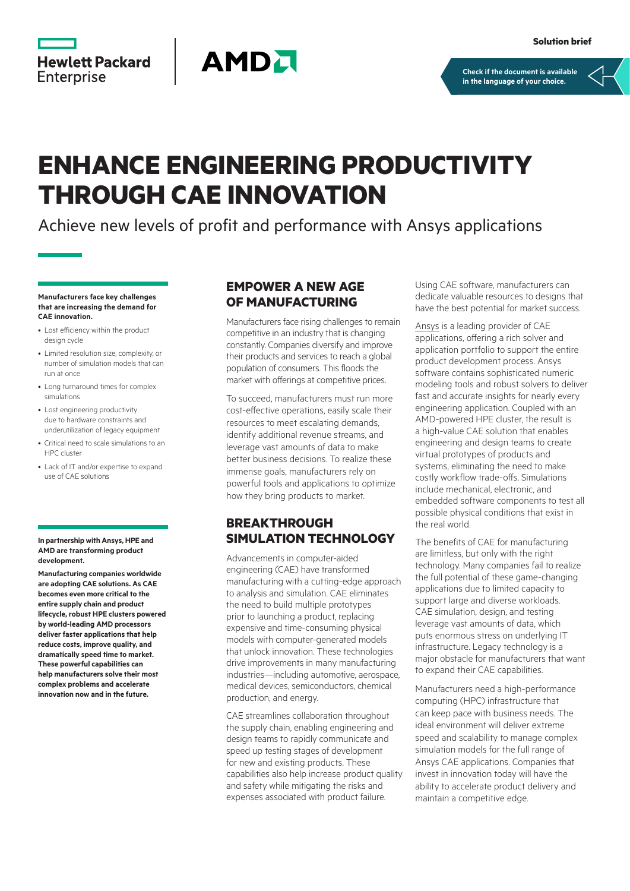Solution brief

Check if the document is available in the language of your choice.

# ENHANCE ENGINEERING PRODUCTIVITY THROUGH CAE INNOVATION

Achieve new levels of profit and performance with Ansys applications

**Manufacturers face key challenges that are increasing the demand for CAE innovation.**

- Lost efficiency within the product design cycle
- Limited resolution size, complexity, or number of simulation models that can run at once
- Long turnaround times for complex simulations
- Lost engineering productivity due to hardware constraints and underutilization of legacy equipment
- Critical need to scale simulations to an HPC cluster
- Lack of IT and/or expertise to expand use of CAE solutions

**In partnership with Ansys, HPE and AMD are transforming product development.**

**Manufacturing companies worldwide are adopting CAE solutions. As CAE becomes even more critical to the entire supply chain and product lifecycle, robust HPE clusters powered by world-leading AMD processors deliver faster applications that help reduce costs, improve quality, and dramatically speed time to market. These powerful capabilities can help manufacturers solve their most complex problems and accelerate innovation now and in the future.**

## EMPOWER A NEW AGE OF MANUFACTURING

Manufacturers face rising challenges to remain competitive in an industry that is changing constantly. Companies diversify and improve their products and services to reach a global population of consumers. This floods the market with offerings at competitive prices.

To succeed, manufacturers must run more cost-effective operations, easily scale their resources to meet escalating demands, identify additional revenue streams, and leverage vast amounts of data to make better business decisions. To realize these immense goals, manufacturers rely on powerful tools and applications to optimize how they bring products to market.

## BREAKTHROUGH SIMULATION TECHNOLOGY

Advancements in computer-aided engineering (CAE) have transformed manufacturing with a cutting-edge approach to analysis and simulation. CAE eliminates the need to build multiple prototypes prior to launching a product, replacing expensive and time-consuming physical models with computer-generated models that unlock innovation. These technologies drive improvements in many manufacturing industries—including automotive, aerospace, medical devices, semiconductors, chemical production, and energy.

CAE streamlines collaboration throughout the supply chain, enabling engineering and design teams to rapidly communicate and speed up testing stages of development for new and existing products. These capabilities also help increase product quality and safety while mitigating the risks and expenses associated with product failure.

Using CAE software, manufacturers can dedicate valuable resources to designs that have the best potential for market success.

Ansys is a leading provider of CAE applications, offering a rich solver and application portfolio to support the entire product development process. Ansys software contains sophisticated numeric modeling tools and robust solvers to deliver fast and accurate insights for nearly every engineering application. Coupled with an AMD-powered HPE cluster, the result is a high-value CAE solution that enables engineering and design teams to create virtual prototypes of products and systems, eliminating the need to make costly workflow trade-offs. Simulations include mechanical, electronic, and embedded software components to test all possible physical conditions that exist in the real world.

The benefits of CAE for manufacturing are limitless, but only with the right technology. Many companies fail to realize the full potential of these game-changing applications due to limited capacity to support large and diverse workloads. CAE simulation, design, and testing leverage vast amounts of data, which puts enormous stress on underlying IT infrastructure. Legacy technology is a major obstacle for manufacturers that want to expand their CAE capabilities.

Manufacturers need a high-performance computing (HPC) infrastructure that can keep pace with business needs. The ideal environment will deliver extreme speed and scalability to manage complex simulation models for the full range of Ansys CAE applications. Companies that invest in innovation today will have the ability to accelerate product delivery and maintain a competitive edge.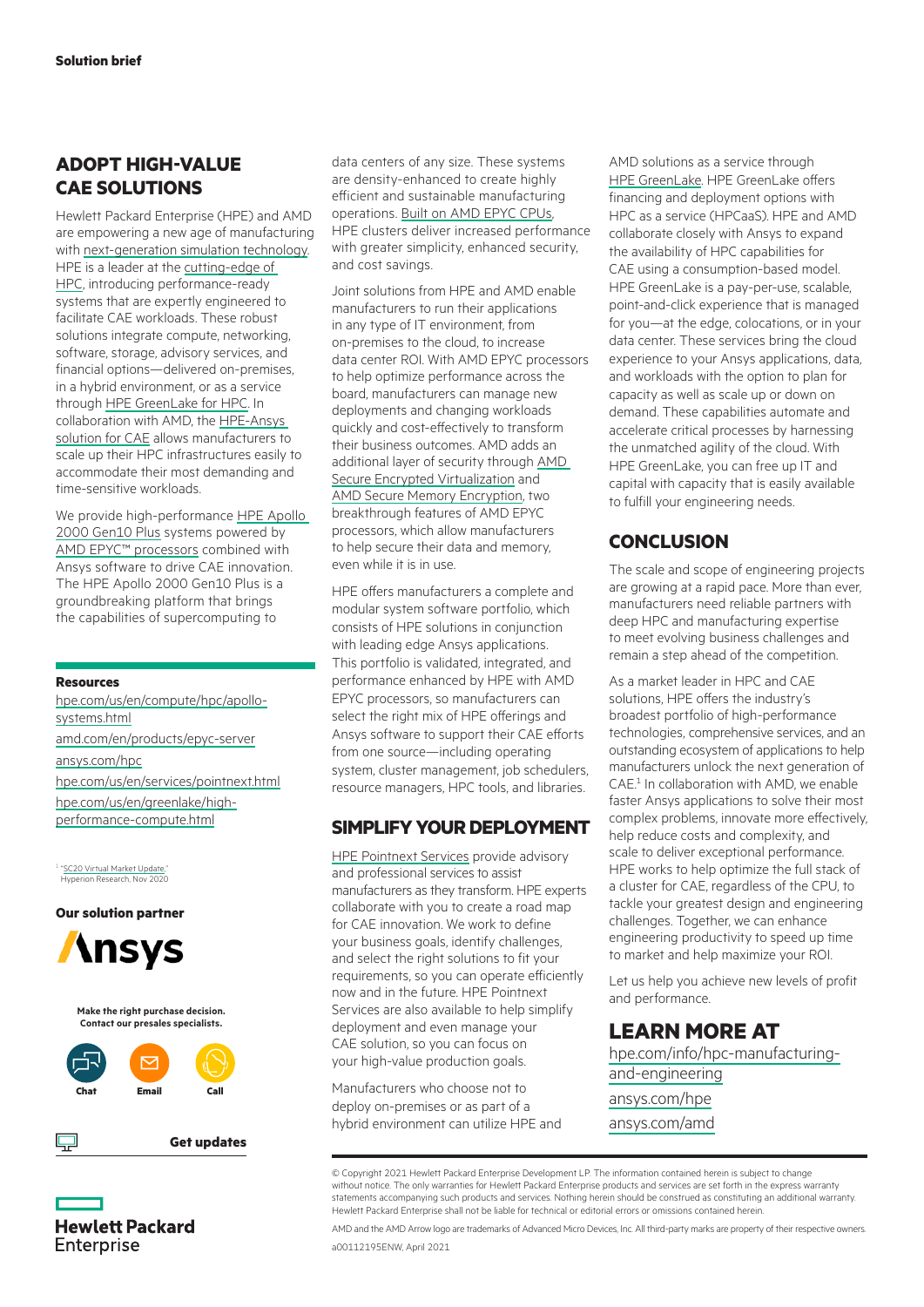## ADOPT HIGH-VALUE CAE SOLUTIONS

Hewlett Packard Enterprise (HPE) and AMD are empowering a new age of manufacturing with next-generation simulation technology. HPE is a leader at the cutting-edge of HPC, introducing performance-ready systems that are expertly engineered to facilitate CAE workloads. These robust solutions integrate compute, networking, software, storage, advisory services, and financial options—delivered on-premises, in a hybrid environment, or as a service through HPE GreenLake for HPC. In collaboration with AMD, the HPE-Ansys solution for CAE allows manufacturers to scale up their HPC infrastructures easily to accommodate their most demanding and time-sensitive workloads.

We provide high-performance HPE Apollo 2000 Gen10 Plus systems powered by AMD EPYC™ processors combined with Ansys software to drive CAE innovation. The HPE Apollo 2000 Gen10 Plus is a groundbreaking platform that brings the capabilities of supercomputing to data centers of any size. These systems are density-enhanced to create highly efficient and sustainable manufacturing operations. Built on AMD EPYC CPUs, HPE clusters deliver increased performance with greater simplicity, enhanced security, and cost savings.

Joint solutions from HPE and AMD enable manufacturers to run their applications in any type of IT environment, from on-premises to the cloud, to increase data center ROI. With AMD EPYC processors to help optimize performance across the board, manufacturers can manage new deployments and changing workloads quickly and cost-effectively to transform their business outcomes. AMD adds an additional layer of security through AMD Secure Encrypted Virtualization and AMD Secure Memory Encryption, two breakthrough features of AMD EPYC processors, which allow manufacturers to help secure their data and memory, even while it is in use.

HPE offers manufacturers a complete and modular system software portfolio, which consists of HPE solutions in conjunction with leading edge Ansys applications. This portfolio is validated, integrated, and performance enhanced by HPE with AMD EPYC processors, so manufacturers can select the right mix of HPE offerings and Ansys software to support their CAE efforts from one source—including operating system, cluster management, job schedulers, resource managers, HPC tools, and libraries.

## SIMPLIFY YOUR DEPLOYMENT

HPE Pointnext Services provide advisory and professional services to assist manufacturers as they transform. HPE experts collaborate with you to create a road map for CAE innovation. We work to define your business goals, identify challenges, and select the right solutions to fit your requirements, so you can operate efficiently now and in the future. HPE Pointnext Services are also available to help simplify deployment and even manage your CAE solution, so you can focus on your high-value production goals.

Manufacturers who choose not to deploy on-premises or as part of a hybrid environment can utilize HPE and AMD solutions as a service through HPE GreenLake. HPE GreenLake offers financing and deployment options with HPC as a service (HPCaaS). HPE and AMD collaborate closely with Ansys to expand the availability of HPC capabilities for CAE using a consumption-based model. HPE GreenLake is a pay-per-use, scalable, point-and-click experience that is managed for you—at the edge, colocations, or in your data center. These services bring the cloud experience to your Ansys applications, data, and workloads with the option to plan for capacity as well as scale up or down on demand. These capabilities automate and accelerate critical processes by harnessing the unmatched agility of the cloud. With HPE GreenLake, you can free up IT and capital with capacity that is easily available to fulfill your engineering needs.

## CONCLUSION

The scale and scope of engineering projects are growing at a rapid pace. More than ever, manufacturers need reliable partners with deep HPC and manufacturing expertise to meet evolving business challenges and remain a step ahead of the competition.

As a market leader in HPC and CAE solutions, HPE offers the industry's broadest portfolio of high-performance technologies, comprehensive services, and an outstanding ecosystem of applications to help manufacturers unlock the next generation of CAE.[1] In collaboration with AMD, we enable faster Ansys applications to solve their most complex problems, innovate more effectively, help reduce costs and complexity, and scale to deliver exceptional performance. HPE works to help optimize the full stack of a cluster for CAE, regardless of the CPU, to tackle your greatest design and engineering challenges. Together, we can enhance engineering productivity to speed up time to market and help maximize your ROI.

Let us help you achieve new levels of profit and performance.

## LEARN MORE AT

hpe.com/info/hpc-manufacturing-and-engineering

ansys.com/hpe

ansys.com/amd

**Resources**

hpe.com/us/en/compute/hpc/apollo-systems.html

amd.com/en/products/epyc-server

ansys.com/hpc

hpe.com/us/en/services/pointnext.html

hpe.com/us/en/greenlake/high-performance-compute.html

[1] "SC20 Virtual Market Update," Hyperion Research, Nov 2020

**Our solution partner**

Ansys

**Make the right purchase decision. Contact our presales specialists.**

Chat Email Call

Get updates

Hewlett Packard Enterprise

© Copyright 2021 Hewlett Packard Enterprise Development LP. The information contained herein is subject to change without notice. The only warranties for Hewlett Packard Enterprise products and services are set forth in the express warranty statements accompanying such products and services. Nothing herein should be construed as constituting an additional warranty. Hewlett Packard Enterprise shall not be liable for technical or editorial errors or omissions contained herein.

AMD and the AMD Arrow logo are trademarks of Advanced Micro Devices, Inc. All third-party marks are property of their respective owners.

a00112195ENW, April 2021